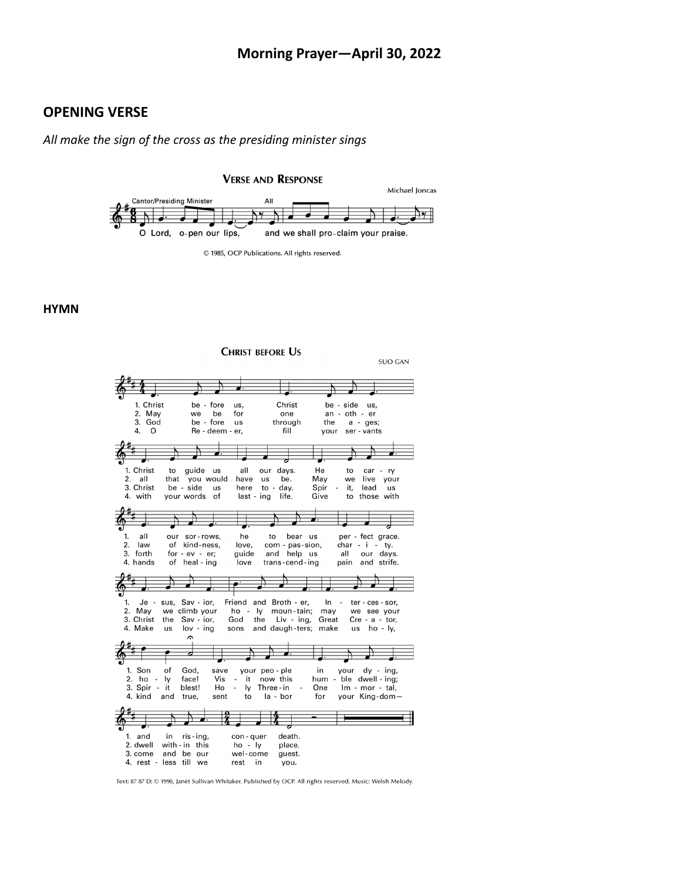# Morning Prayer—April 30, 2022

## OPENING VERSE

*All make the sign of the cross as the presiding minister sings*

**VERSE AND RESPONSE**

Michael Joncas

Cantor/Presiding Minister: O Lord, open our lips,

All: and we shall proclaim your praise.

© 1985, OCP Publications. All rights reserved.

## HYMN

**CHRIST BEFORE US**

SUO GAN

1. Christ before us, Christ beside us, Christ to guide us all our days. He to carry all our sorrows, he to bear us perfect grace. Jesus, Savior, Friend and Brother, Intercessor, Son of God, save your people in your dying, and in rising, conquer death.

2. May we be for one another all that you would have us be. May we live your law of kindness, love, compassion, charity. May we climb your holy mountain; may we see your holy face! Visit now this humble dwelling; dwell within this holy place.

3. God before us through the ages; Christ beside us here today. Spirit, lead us forth forever; guide and help us all our days. Christ the Savior, God the Living, Great Creator, Spirit blest! Holy Three-in-One Immortal, come and be our welcome guest.

4. O Redeemer, fill your servants with your words of lasting life. Give to those with hands of healing love transcending pain and strife. Make us loving sons and daughters; make us holy, kind and true, sent to labor for your Kingdom—restless till we rest in you.

Text: 87 87 D; © 1990, Janèt Sullivan Whitaker. Published by OCP. All rights reserved. Music: Welsh Melody.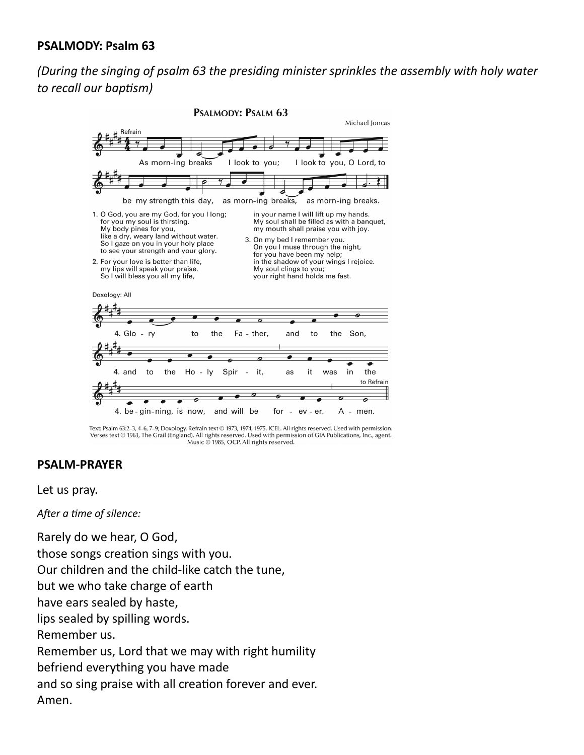**PSALMODY: Psalm 63**

*(During the singing of psalm 63 the presiding minister sprinkles the assembly with holy water to recall our baptism)*

PSALMODY: PSALM 63

Michael Joncas

Refrain

As morn-ing breaks I look to you; I look to you, O Lord, to be my strength this day, as morn-ing breaks, as morn-ing breaks.

1. O God, you are my God, for you I long;
for you my soul is thirsting.
My body pines for you,
like a dry, weary land without water.
So I gaze on you in your holy place
to see your strength and your glory.

2. For your love is better than life,
my lips will speak your praise.
So I will bless you all my life,
in your name I will lift up my hands.
My soul shall be filled as with a banquet,
my mouth shall praise you with joy.

3. On my bed I remember you.
On you I muse through the night,
for you have been my help;
in the shadow of your wings I rejoice.
My soul clings to you;
your right hand holds me fast.

Doxology: All

4. Glo - ry to the Fa - ther, and to the Son,
4. and to the Ho - ly Spir - it, as it was in the
4. be - gin-ning, is now, and will be for - ev - er. A - men.

to Refrain

Text: Psalm 63:2–3, 4–6, 7–9; Doxology. Refrain text © 1973, 1974, 1975, ICEL. All rights reserved. Used with permission. Verses text © 1963, The Grail (England). All rights reserved. Used with permission of GIA Publications, Inc., agent. Music © 1985, OCP. All rights reserved.

**PSALM-PRAYER**

Let us pray.

*After a time of silence:*

Rarely do we hear, O God,
those songs creation sings with you.
Our children and the child-like catch the tune,
but we who take charge of earth
have ears sealed by haste,
lips sealed by spilling words.
Remember us.
Remember us, Lord that we may with right humility
befriend everything you have made
and so sing praise with all creation forever and ever.
Amen.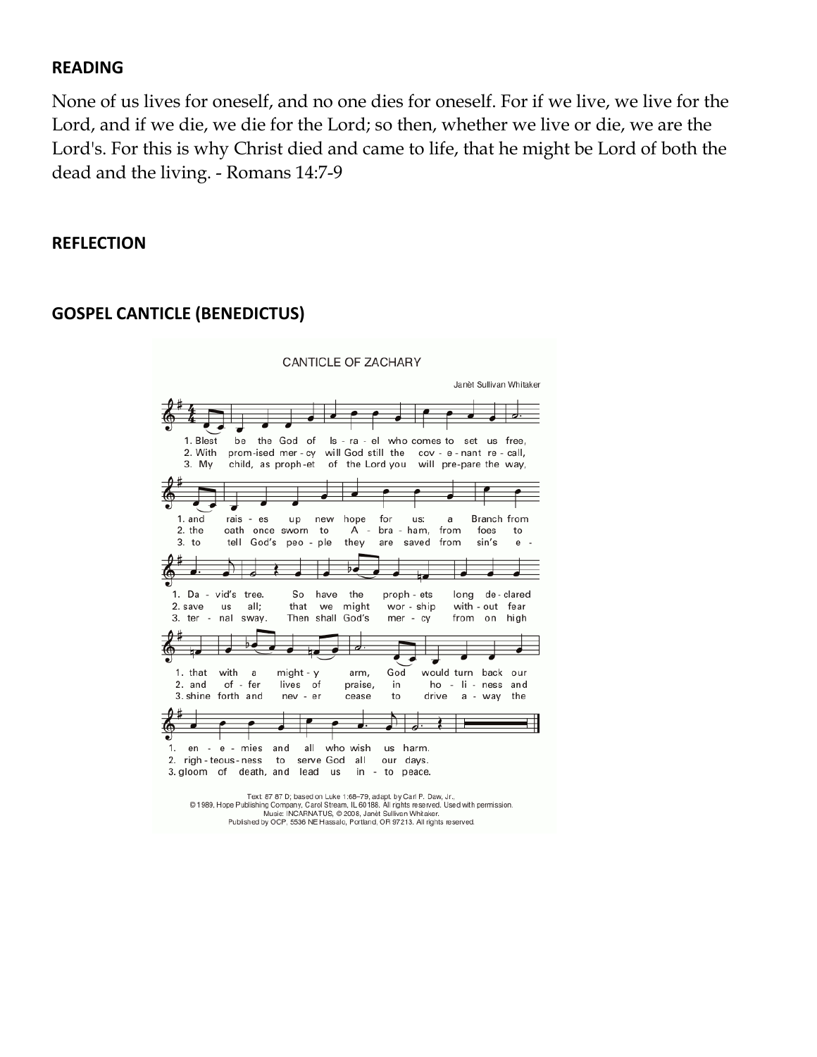**READING**

None of us lives for oneself, and no one dies for oneself. For if we live, we live for the Lord, and if we die, we die for the Lord; so then, whether we live or die, we are the Lord's. For this is why Christ died and came to life, that he might be Lord of both the dead and the living. - Romans 14:7-9

**REFLECTION**

**GOSPEL CANTICLE (BENEDICTUS)**

CANTICLE OF ZACHARY

Janèt Sullivan Whitaker

1. Blest be the God of Is - ra - el who comes to set us free, and rais - es up new hope for us: a Branch from Da - vid's tree. So have the proph - ets long de - clared that with a might - y arm, God would turn back our en - e - mies and all who wish us harm.

2. With prom - ised mer - cy will God still the cov - e - nant re - call, the oath once sworn to A - bra - ham, from foes to save us all; that we might wor - ship with - out fear and of - fer lives of praise, in ho - li - ness and righ - teous - ness to serve God all our days.

3. My child, as proph - et of the Lord you will pre - pare the way, to tell God's peo - ple they are saved from sin's e - ter - nal sway. Then shall God's mer - cy from on high shine forth and nev - er cease to drive a - way the gloom of death, and lead us in - to peace.

Text: 87 87 D; based on Luke 1:68–79, adapt. by Carl P. Daw, Jr.,
© 1989, Hope Publishing Company, Carol Stream, IL 60188. All rights reserved. Used with permission.
Music: INCARNATUS, © 2008, Janèt Sullivan Whitaker.
Published by OCP, 5536 NE Hassalo, Portland, OR 97213. All rights reserved.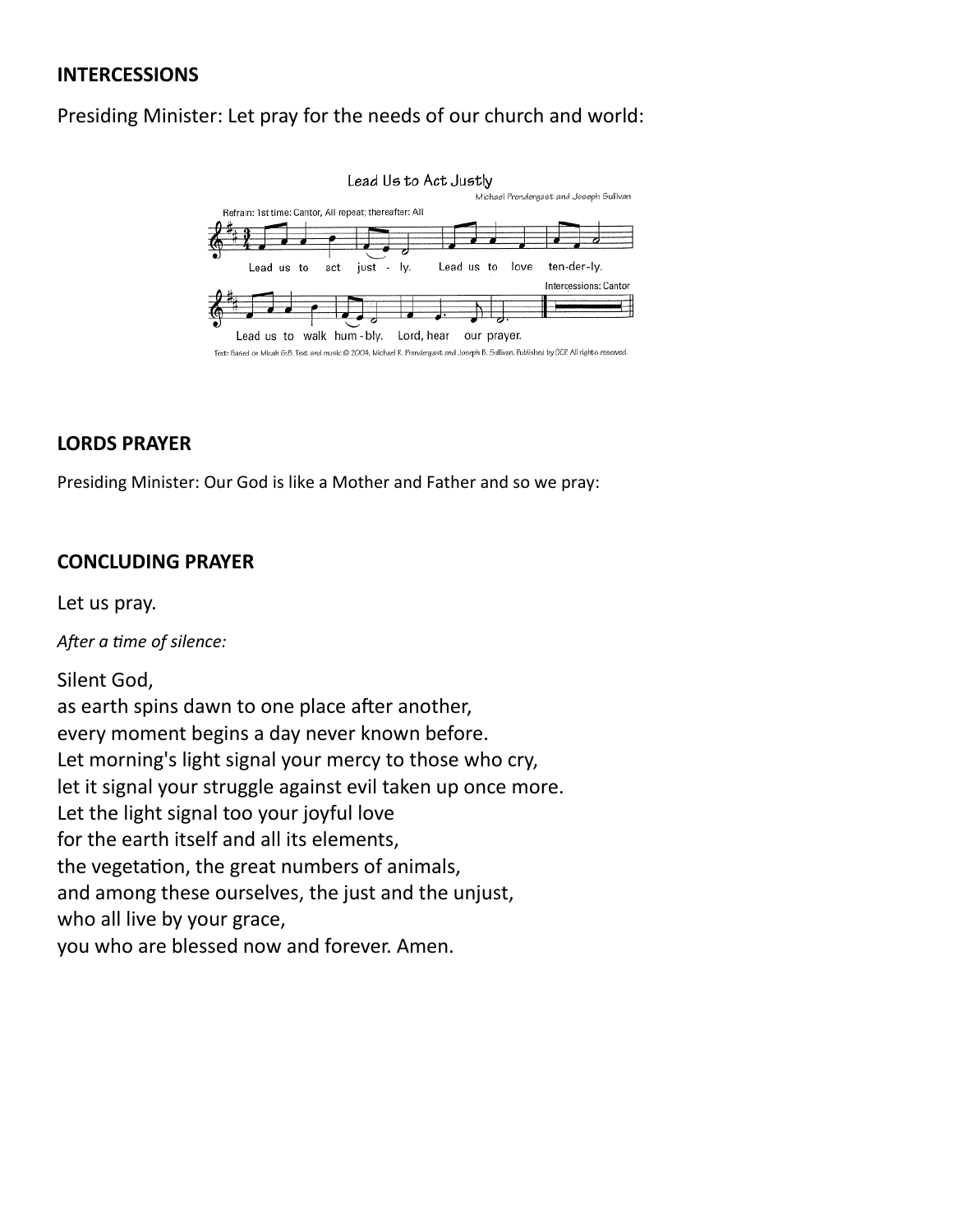**INTERCESSIONS**

Presiding Minister: Let pray for the needs of our church and world:

Lead Us to Act Justly

Michael Prendergast and Joseph Sullivan

Refrain: 1st time: Cantor, All repeat; thereafter: All

Lead us to act just - ly. Lead us to love ten-der-ly. Lead us to walk hum-bly. Lord, hear our prayer.

Intercessions: Cantor

Text: Based on Micah 6:8. Text and music © 2004, Michael R. Prendergast and Joseph B. Sullivan. Published by OCP. All rights reserved.

**LORDS PRAYER**

Presiding Minister: Our God is like a Mother and Father and so we pray:

**CONCLUDING PRAYER**

Let us pray.

*After a time of silence:*

Silent God,
as earth spins dawn to one place after another,
every moment begins a day never known before.
Let morning's light signal your mercy to those who cry,
let it signal your struggle against evil taken up once more.
Let the light signal too your joyful love
for the earth itself and all its elements,
the vegetation, the great numbers of animals,
and among these ourselves, the just and the unjust,
who all live by your grace,
you who are blessed now and forever. Amen.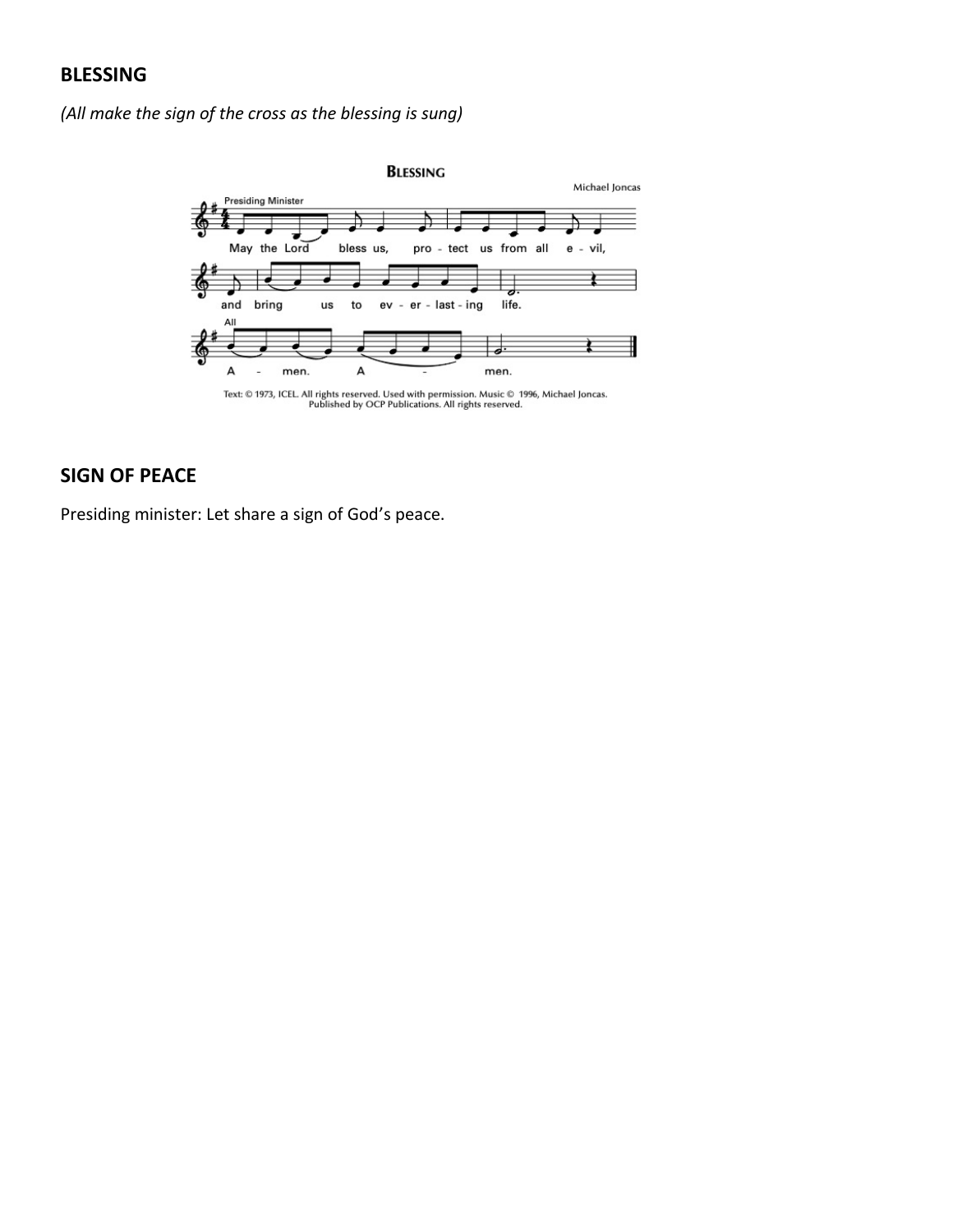## BLESSING

*(All make the sign of the cross as the blessing is sung)*

## SIGN OF PEACE

Presiding minister: Let share a sign of God's peace.